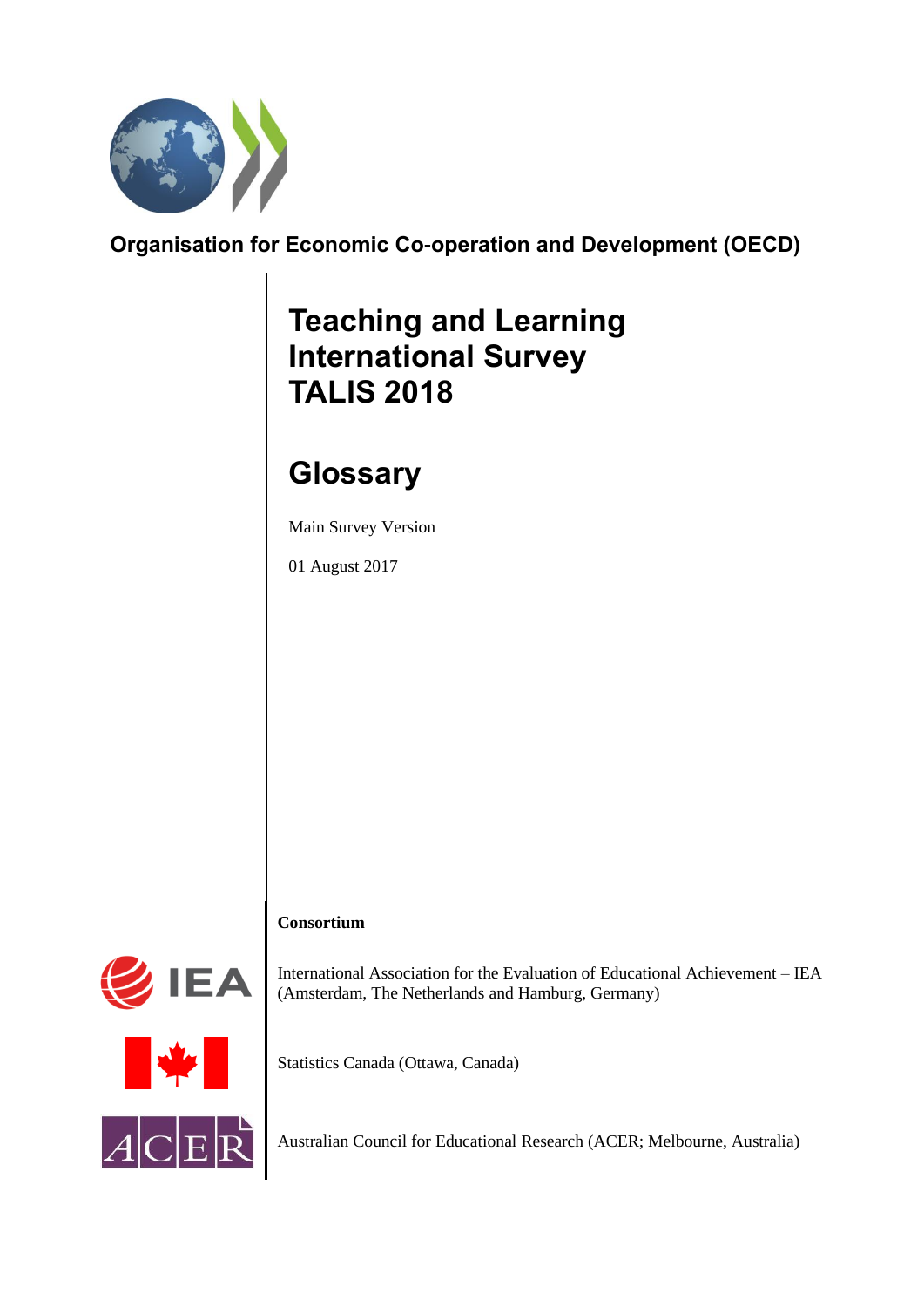**Organisation for Economic Co-operation and Development (OECD)**

# Teaching and Learning International Survey TALIS 2018

# Glossary

Main Survey Version

01 August 2017

**Consortium**

International Association for the Evaluation of Educational Achievement – IEA (Amsterdam, The Netherlands and Hamburg, Germany)

Statistics Canada (Ottawa, Canada)

Australian Council for Educational Research (ACER; Melbourne, Australia)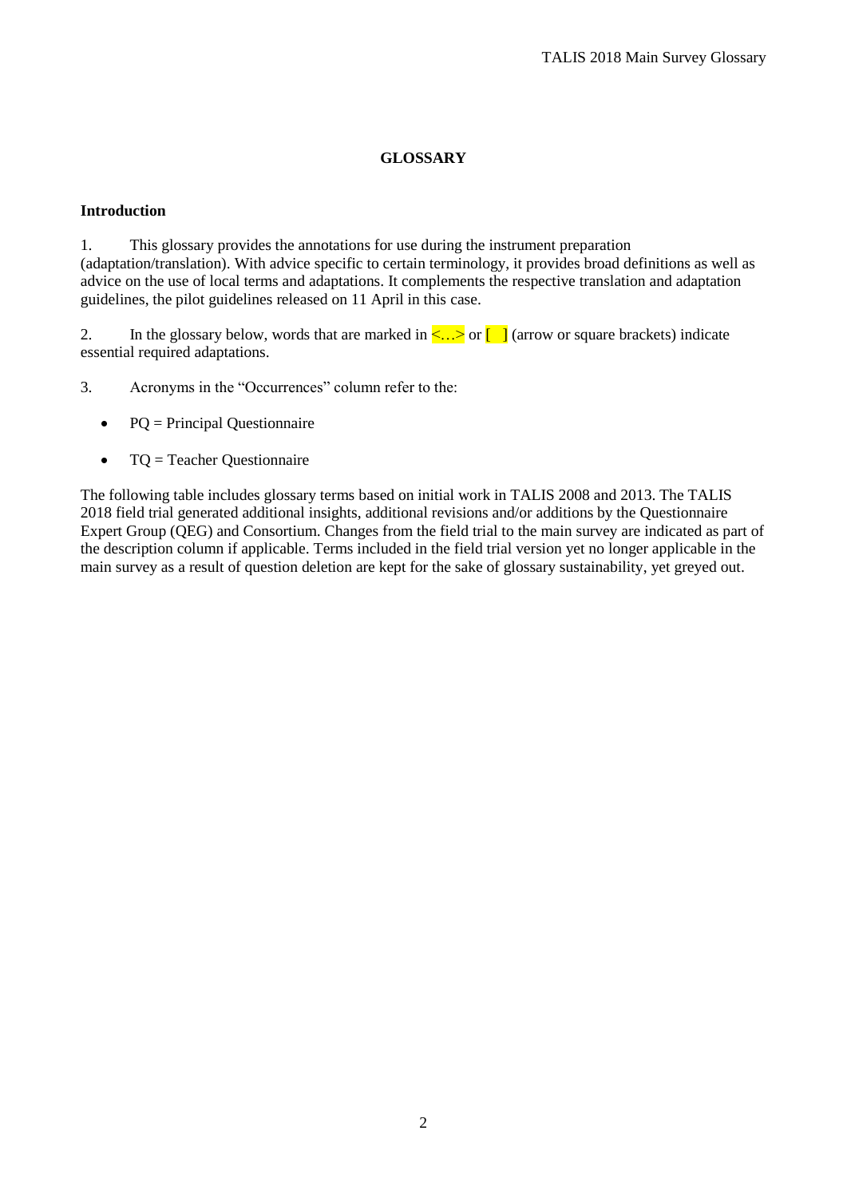## GLOSSARY

### Introduction

1. This glossary provides the annotations for use during the instrument preparation (adaptation/translation). With advice specific to certain terminology, it provides broad definitions as well as advice on the use of local terms and adaptations. It complements the respective translation and adaptation guidelines, the pilot guidelines released on 11 April in this case.

2. In the glossary below, words that are marked in <…> or [ ] (arrow or square brackets) indicate essential required adaptations.

3. Acronyms in the "Occurrences" column refer to the:

- PQ = Principal Questionnaire
- TQ = Teacher Questionnaire

The following table includes glossary terms based on initial work in TALIS 2008 and 2013. The TALIS 2018 field trial generated additional insights, additional revisions and/or additions by the Questionnaire Expert Group (QEG) and Consortium. Changes from the field trial to the main survey are indicated as part of the description column if applicable. Terms included in the field trial version yet no longer applicable in the main survey as a result of question deletion are kept for the sake of glossary sustainability, yet greyed out.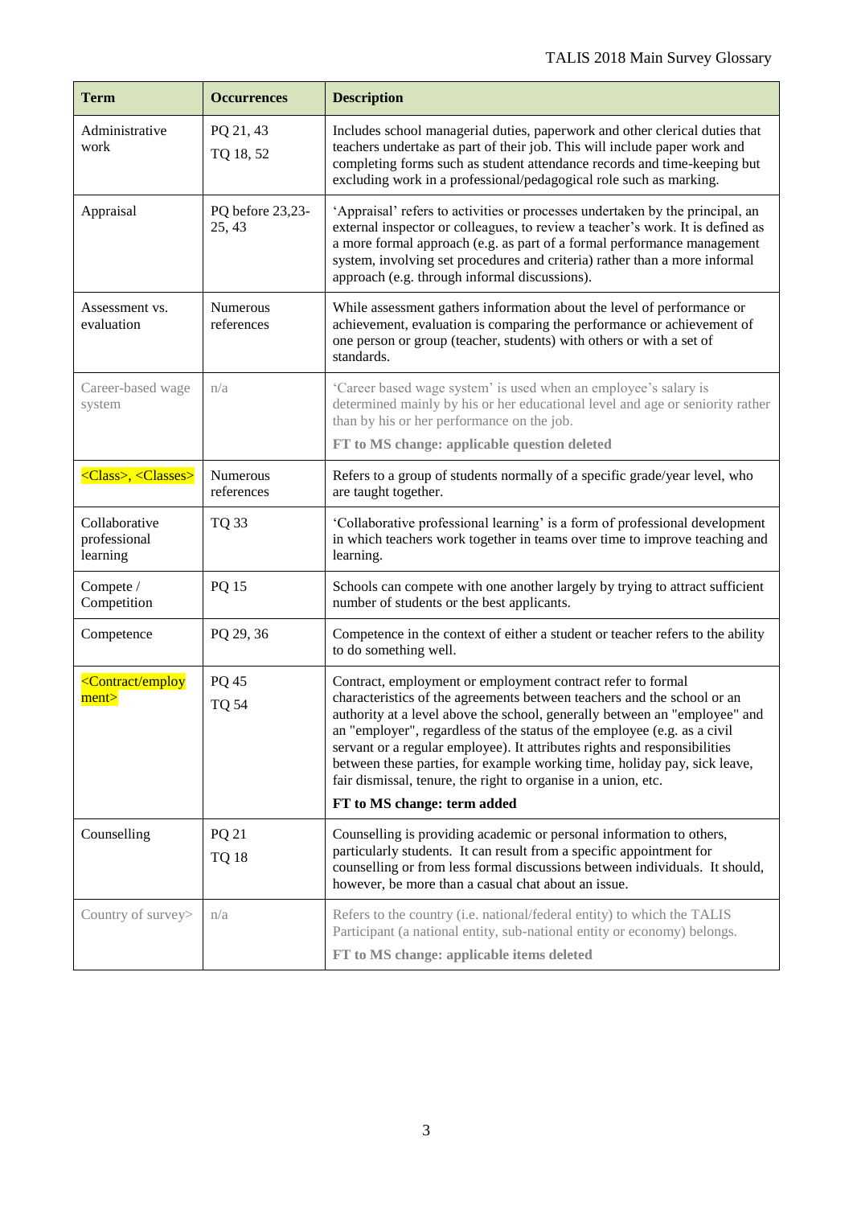| Term | Occurrences | Description |
|---|---|---|
| Administrative work | PQ 21, 43<br>TQ 18, 52 | Includes school managerial duties, paperwork and other clerical duties that teachers undertake as part of their job. This will include paper work and completing forms such as student attendance records and time-keeping but excluding work in a professional/pedagogical role such as marking. |
| Appraisal | PQ before 23,23-25, 43 | 'Appraisal' refers to activities or processes undertaken by the principal, an external inspector or colleagues, to review a teacher's work. It is defined as a more formal approach (e.g. as part of a formal performance management system, involving set procedures and criteria) rather than a more informal approach (e.g. through informal discussions). |
| Assessment vs. evaluation | Numerous references | While assessment gathers information about the level of performance or achievement, evaluation is comparing the performance or achievement of one person or group (teacher, students) with others or with a set of standards. |
| Career-based wage system | n/a | 'Career based wage system' is used when an employee's salary is determined mainly by his or her educational level and age or seniority rather than by his or her performance on the job.<br>**FT to MS change: applicable question deleted** |
| <Class>, <Classes> | Numerous references | Refers to a group of students normally of a specific grade/year level, who are taught together. |
| Collaborative professional learning | TQ 33 | 'Collaborative professional learning' is a form of professional development in which teachers work together in teams over time to improve teaching and learning. |
| Compete / Competition | PQ 15 | Schools can compete with one another largely by trying to attract sufficient number of students or the best applicants. |
| Competence | PQ 29, 36 | Competence in the context of either a student or teacher refers to the ability to do something well. |
| <Contract/employment> | PQ 45<br>TQ 54 | Contract, employment or employment contract refer to formal characteristics of the agreements between teachers and the school or an authority at a level above the school, generally between an "employee" and an "employer", regardless of the status of the employee (e.g. as a civil servant or a regular employee). It attributes rights and responsibilities between these parties, for example working time, holiday pay, sick leave, fair dismissal, tenure, the right to organise in a union, etc.<br>**FT to MS change: term added** |
| Counselling | PQ 21<br>TQ 18 | Counselling is providing academic or personal information to others, particularly students. It can result from a specific appointment for counselling or from less formal discussions between individuals. It should, however, be more than a casual chat about an issue. |
| Country of survey> | n/a | Refers to the country (i.e. national/federal entity) to which the TALIS Participant (a national entity, sub-national entity or economy) belongs.<br>**FT to MS change: applicable items deleted** |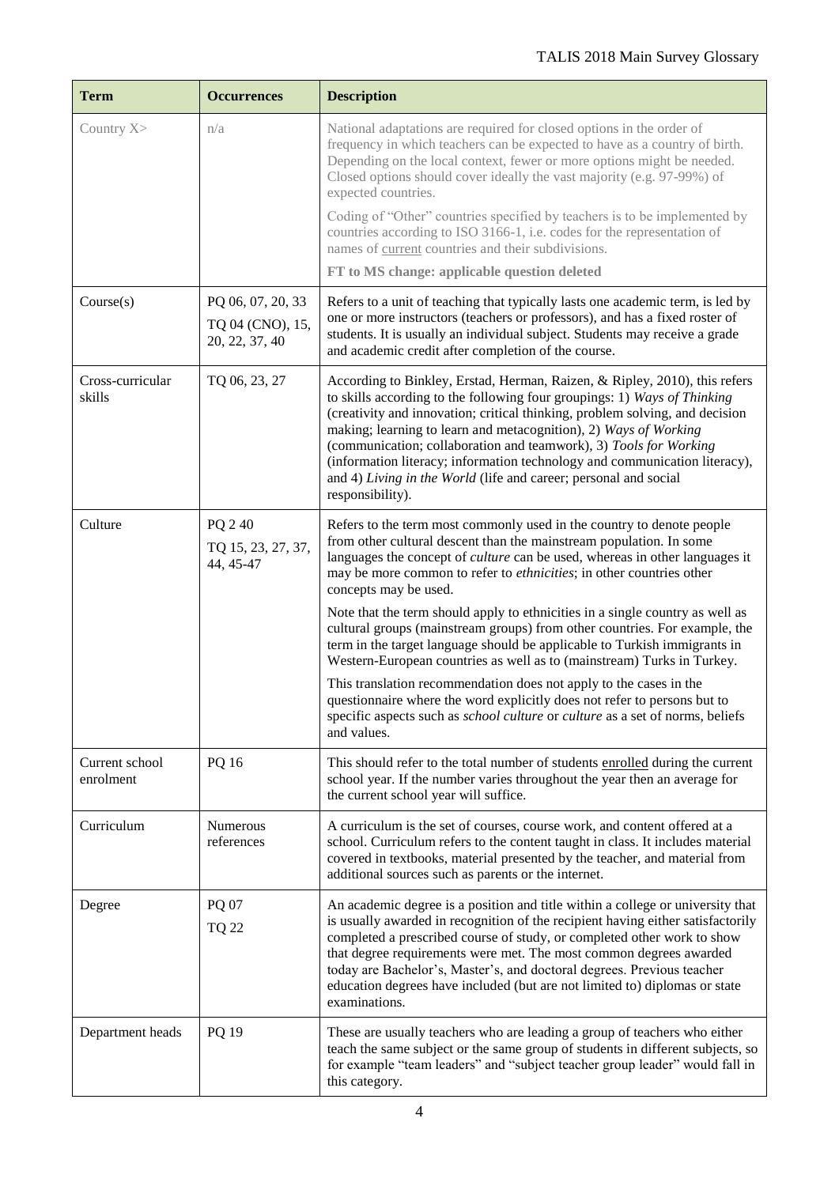| Term | Occurrences | Description |
|---|---|---|
| Country X> | n/a | National adaptations are required for closed options in the order of frequency in which teachers can be expected to have as a country of birth. Depending on the local context, fewer or more options might be needed. Closed options should cover ideally the vast majority (e.g. 97-99%) of expected countries.<br><br>Coding of "Other" countries specified by teachers is to be implemented by countries according to ISO 3166-1, i.e. codes for the representation of names of current countries and their subdivisions.<br><br>**FT to MS change: applicable question deleted** |
| Course(s) | PQ 06, 07, 20, 33<br>TQ 04 (CNO), 15, 20, 22, 37, 40 | Refers to a unit of teaching that typically lasts one academic term, is led by one or more instructors (teachers or professors), and has a fixed roster of students. It is usually an individual subject. Students may receive a grade and academic credit after completion of the course. |
| Cross-curricular skills | TQ 06, 23, 27 | According to Binkley, Erstad, Herman, Raizen, & Ripley, 2010), this refers to skills according to the following four groupings: 1) *Ways of Thinking* (creativity and innovation; critical thinking, problem solving, and decision making; learning to learn and metacognition), 2) *Ways of Working* (communication; collaboration and teamwork), 3) *Tools for Working* (information literacy; information technology and communication literacy), and 4) *Living in the World* (life and career; personal and social responsibility). |
| Culture | PQ 2 40<br>TQ 15, 23, 27, 37, 44, 45-47 | Refers to the term most commonly used in the country to denote people from other cultural descent than the mainstream population. In some languages the concept of *culture* can be used, whereas in other languages it may be more common to refer to *ethnicities*; in other countries other concepts may be used.<br><br>Note that the term should apply to ethnicities in a single country as well as cultural groups (mainstream groups) from other countries. For example, the term in the target language should be applicable to Turkish immigrants in Western-European countries as well as to (mainstream) Turks in Turkey.<br><br>This translation recommendation does not apply to the cases in the questionnaire where the word explicitly does not refer to persons but to specific aspects such as *school culture* or *culture* as a set of norms, beliefs and values. |
| Current school enrolment | PQ 16 | This should refer to the total number of students enrolled during the current school year. If the number varies throughout the year then an average for the current school year will suffice. |
| Curriculum | Numerous references | A curriculum is the set of courses, course work, and content offered at a school. Curriculum refers to the content taught in class. It includes material covered in textbooks, material presented by the teacher, and material from additional sources such as parents or the internet. |
| Degree | PQ 07<br>TQ 22 | An academic degree is a position and title within a college or university that is usually awarded in recognition of the recipient having either satisfactorily completed a prescribed course of study, or completed other work to show that degree requirements were met. The most common degrees awarded today are Bachelor's, Master's, and doctoral degrees. Previous teacher education degrees have included (but are not limited to) diplomas or state examinations. |
| Department heads | PQ 19 | These are usually teachers who are leading a group of teachers who either teach the same subject or the same group of students in different subjects, so for example "team leaders" and "subject teacher group leader" would fall in this category. |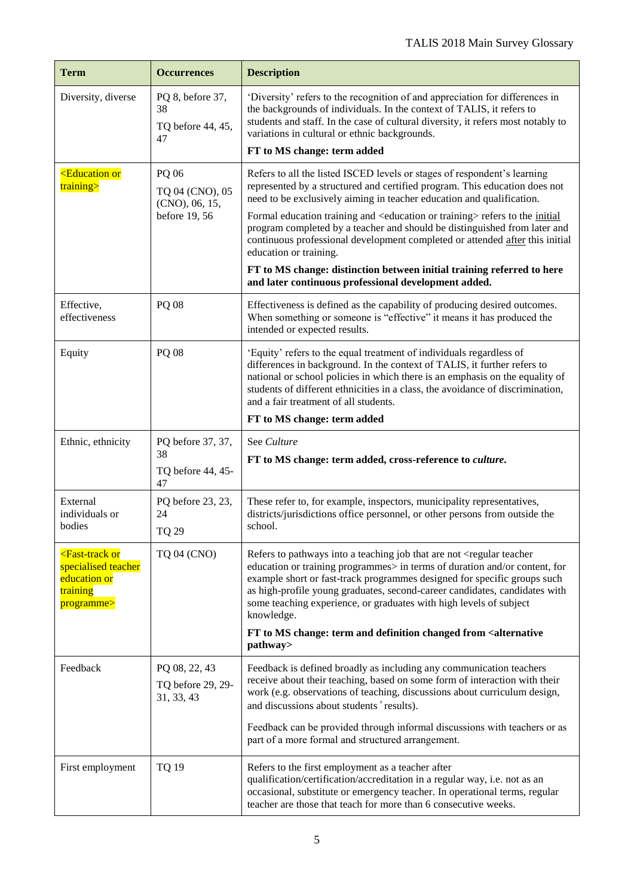| Term | Occurrences | Description |
|---|---|---|
| Diversity, diverse | PQ 8, before 37, 38<br>TQ before 44, 45, 47 | 'Diversity' refers to the recognition of and appreciation for differences in the backgrounds of individuals. In the context of TALIS, it refers to students and staff. In the case of cultural diversity, it refers most notably to variations in cultural or ethnic backgrounds.<br>**FT to MS change: term added** |
| <Education or training> | PQ 06<br>TQ 04 (CNO), 05 (CNO), 06, 15, before 19, 56 | Refers to all the listed ISCED levels or stages of respondent's learning represented by a structured and certified program. This education does not need to be exclusively aiming in teacher education and qualification.<br>Formal education training and <education or training> refers to the initial program completed by a teacher and should be distinguished from later and continuous professional development completed or attended after this initial education or training.<br>**FT to MS change: distinction between initial training referred to here and later continuous professional development added.** |
| Effective, effectiveness | PQ 08 | Effectiveness is defined as the capability of producing desired outcomes. When something or someone is "effective" it means it has produced the intended or expected results. |
| Equity | PQ 08 | 'Equity' refers to the equal treatment of individuals regardless of differences in background. In the context of TALIS, it further refers to national or school policies in which there is an emphasis on the equality of students of different ethnicities in a class, the avoidance of discrimination, and a fair treatment of all students.<br>**FT to MS change: term added** |
| Ethnic, ethnicity | PQ before 37, 37, 38<br>TQ before 44, 45-47 | See *Culture*<br>**FT to MS change: term added, cross-reference to *culture*.** |
| External individuals or bodies | PQ before 23, 23, 24<br>TQ 29 | These refer to, for example, inspectors, municipality representatives, districts/jurisdictions office personnel, or other persons from outside the school. |
| <Fast-track or specialised teacher education or training programme> | TQ 04 (CNO) | Refers to pathways into a teaching job that are not <regular teacher education or training programmes> in terms of duration and/or content, for example short or fast-track programmes designed for specific groups such as high-profile young graduates, second-career candidates, candidates with some teaching experience, or graduates with high levels of subject knowledge.<br>**FT to MS change: term and definition changed from <alternative pathway>** |
| Feedback | PQ 08, 22, 43<br>TQ before 29, 29-31, 33, 43 | Feedback is defined broadly as including any communication teachers receive about their teaching, based on some form of interaction with their work (e.g. observations of teaching, discussions about curriculum design, and discussions about students' results).<br>Feedback can be provided through informal discussions with teachers or as part of a more formal and structured arrangement. |
| First employment | TQ 19 | Refers to the first employment as a teacher after qualification/certification/accreditation in a regular way, i.e. not as an occasional, substitute or emergency teacher. In operational terms, regular teacher are those that teach for more than 6 consecutive weeks. |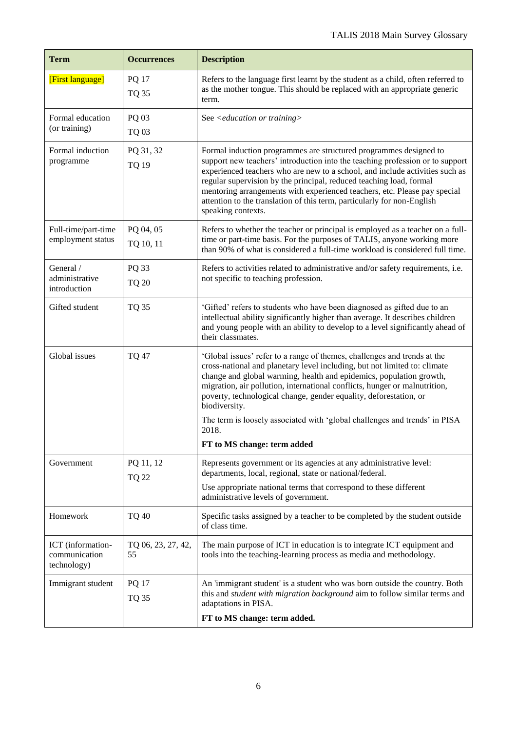| Term | Occurrences | Description |
|---|---|---|
| [First language] | PQ 17<br>TQ 35 | Refers to the language first learnt by the student as a child, often referred to as the mother tongue. This should be replaced with an appropriate generic term. |
| Formal education (or training) | PQ 03<br>TQ 03 | See <*education or training*> |
| Formal induction programme | PQ 31, 32<br>TQ 19 | Formal induction programmes are structured programmes designed to support new teachers' introduction into the teaching profession or to support experienced teachers who are new to a school, and include activities such as regular supervision by the principal, reduced teaching load, formal mentoring arrangements with experienced teachers, etc. Please pay special attention to the translation of this term, particularly for non-English speaking contexts. |
| Full-time/part-time employment status | PQ 04, 05<br>TQ 10, 11 | Refers to whether the teacher or principal is employed as a teacher on a full-time or part-time basis. For the purposes of TALIS, anyone working more than 90% of what is considered a full-time workload is considered full time. |
| General / administrative introduction | PQ 33<br>TQ 20 | Refers to activities related to administrative and/or safety requirements, i.e. not specific to teaching profession. |
| Gifted student | TQ 35 | 'Gifted' refers to students who have been diagnosed as gifted due to an intellectual ability significantly higher than average. It describes children and young people with an ability to develop to a level significantly ahead of their classmates. |
| Global issues | TQ 47 | 'Global issues' refer to a range of themes, challenges and trends at the cross-national and planetary level including, but not limited to: climate change and global warming, health and epidemics, population growth, migration, air pollution, international conflicts, hunger or malnutrition, poverty, technological change, gender equality, deforestation, or biodiversity.<br>The term is loosely associated with 'global challenges and trends' in PISA 2018.<br>**FT to MS change: term added** |
| Government | PQ 11, 12<br>TQ 22 | Represents government or its agencies at any administrative level: departments, local, regional, state or national/federal.<br>Use appropriate national terms that correspond to these different administrative levels of government. |
| Homework | TQ 40 | Specific tasks assigned by a teacher to be completed by the student outside of class time. |
| ICT (information-communication technology) | TQ 06, 23, 27, 42, 55 | The main purpose of ICT in education is to integrate ICT equipment and tools into the teaching-learning process as media and methodology. |
| Immigrant student | PQ 17<br>TQ 35 | An 'immigrant student' is a student who was born outside the country. Both this and *student with migration background* aim to follow similar terms and adaptations in PISA.<br>**FT to MS change: term added.** |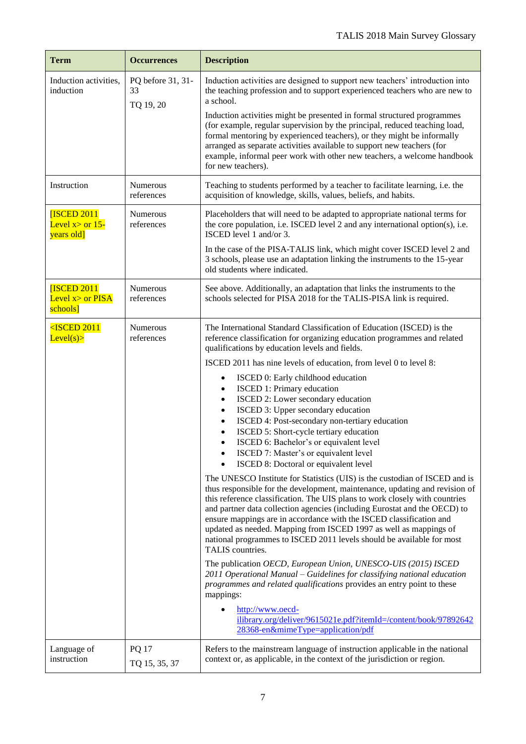| Term | Occurrences | Description |
|---|---|---|
| Induction activities, induction | PQ before 31, 31-33<br>TQ 19, 20 | Induction activities are designed to support new teachers' introduction into the teaching profession and to support experienced teachers who are new to a school.<br>Induction activities might be presented in formal structured programmes (for example, regular supervision by the principal, reduced teaching load, formal mentoring by experienced teachers), or they might be informally arranged as separate activities available to support new teachers (for example, informal peer work with other new teachers, a welcome handbook for new teachers). |
| Instruction | Numerous references | Teaching to students performed by a teacher to facilitate learning, i.e. the acquisition of knowledge, skills, values, beliefs, and habits. |
| [ISCED 2011 Level x> or 15-years old] | Numerous references | Placeholders that will need to be adapted to appropriate national terms for the core population, i.e. ISCED level 2 and any international option(s), i.e. ISCED level 1 and/or 3.<br>In the case of the PISA-TALIS link, which might cover ISCED level 2 and 3 schools, please use an adaptation linking the instruments to the 15-year old students where indicated. |
| [ISCED 2011 Level x> or PISA schools] | Numerous references | See above. Additionally, an adaptation that links the instruments to the schools selected for PISA 2018 for the TALIS-PISA link is required. |
| <ISCED 2011 Level(s)> | Numerous references | The International Standard Classification of Education (ISCED) is the reference classification for organizing education programmes and related qualifications by education levels and fields.<br>ISCED 2011 has nine levels of education, from level 0 to level 8:<br>• ISCED 0: Early childhood education<br>• ISCED 1: Primary education<br>• ISCED 2: Lower secondary education<br>• ISCED 3: Upper secondary education<br>• ISCED 4: Post-secondary non-tertiary education<br>• ISCED 5: Short-cycle tertiary education<br>• ISCED 6: Bachelor's or equivalent level<br>• ISCED 7: Master's or equivalent level<br>• ISCED 8: Doctoral or equivalent level<br>The UNESCO Institute for Statistics (UIS) is the custodian of ISCED and is thus responsible for the development, maintenance, updating and revision of this reference classification. The UIS plans to work closely with countries and partner data collection agencies (including Eurostat and the OECD) to ensure mappings are in accordance with the ISCED classification and updated as needed. Mapping from ISCED 1997 as well as mappings of national programmes to ISCED 2011 levels should be available for most TALIS countries.<br>The publication *OECD, European Union, UNESCO-UIS (2015) ISCED 2011 Operational Manual – Guidelines for classifying national education programmes and related qualifications* provides an entry point to these mappings:<br>• http://www.oecd-ilibrary.org/deliver/9615021e.pdf?itemId=/content/book/9789264228368-en&mimeType=application/pdf |
| Language of instruction | PQ 17<br>TQ 15, 35, 37 | Refers to the mainstream language of instruction applicable in the national context or, as applicable, in the context of the jurisdiction or region. |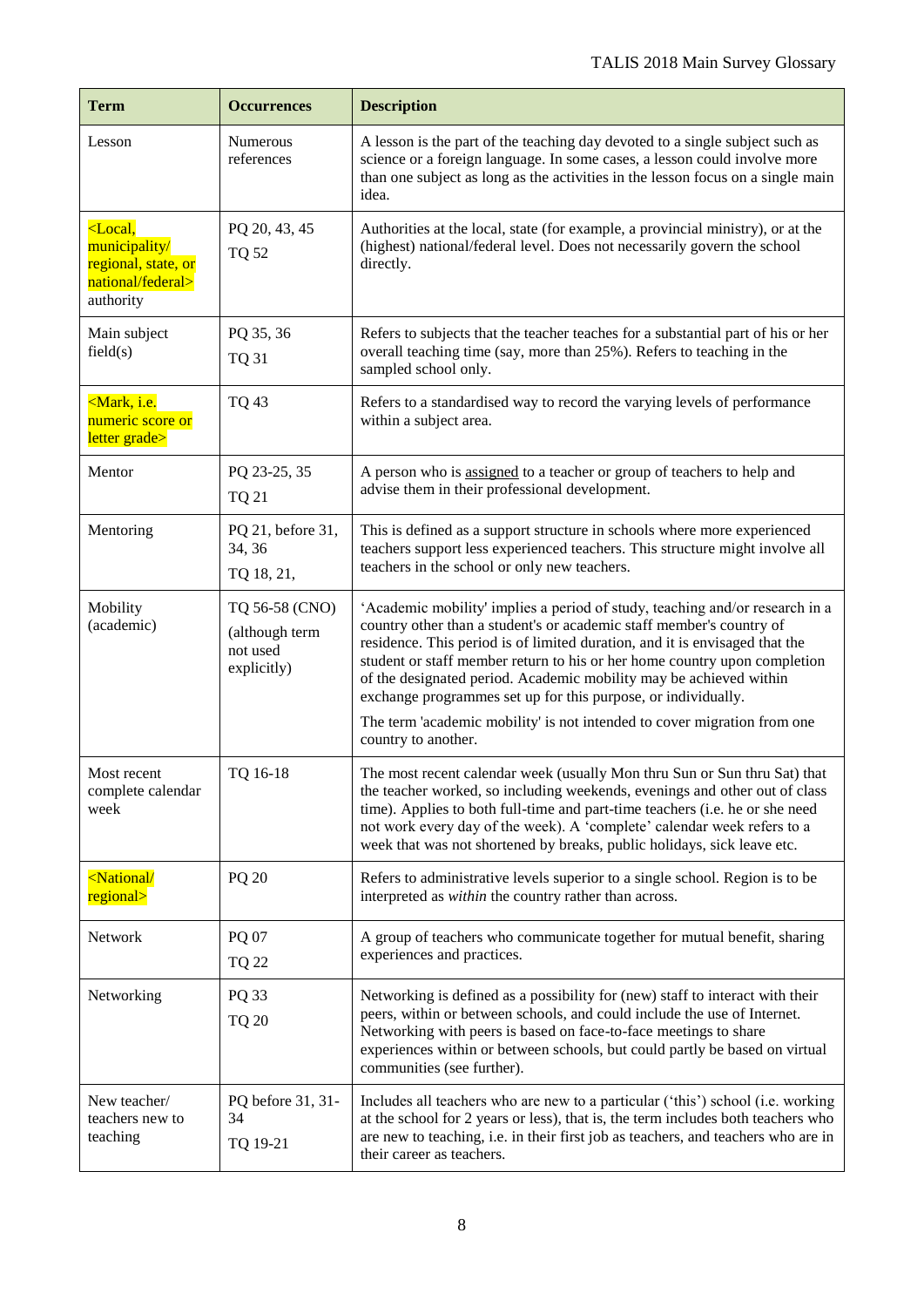| Term | Occurrences | Description |
|---|---|---|
| Lesson | Numerous references | A lesson is the part of the teaching day devoted to a single subject such as science or a foreign language. In some cases, a lesson could involve more than one subject as long as the activities in the lesson focus on a single main idea. |
| <Local, municipality/ regional, state, or national/federal> authority | PQ 20, 43, 45<br>TQ 52 | Authorities at the local, state (for example, a provincial ministry), or at the (highest) national/federal level. Does not necessarily govern the school directly. |
| Main subject field(s) | PQ 35, 36<br>TQ 31 | Refers to subjects that the teacher teaches for a substantial part of his or her overall teaching time (say, more than 25%). Refers to teaching in the sampled school only. |
| <Mark, i.e. numeric score or letter grade> | TQ 43 | Refers to a standardised way to record the varying levels of performance within a subject area. |
| Mentor | PQ 23-25, 35<br>TQ 21 | A person who is assigned to a teacher or group of teachers to help and advise them in their professional development. |
| Mentoring | PQ 21, before 31, 34, 36<br>TQ 18, 21, | This is defined as a support structure in schools where more experienced teachers support less experienced teachers. This structure might involve all teachers in the school or only new teachers. |
| Mobility (academic) | TQ 56-58 (CNO)<br>(although term not used explicitly) | 'Academic mobility' implies a period of study, teaching and/or research in a country other than a student's or academic staff member's country of residence. This period is of limited duration, and it is envisaged that the student or staff member return to his or her home country upon completion of the designated period. Academic mobility may be achieved within exchange programmes set up for this purpose, or individually.<br>The term 'academic mobility' is not intended to cover migration from one country to another. |
| Most recent complete calendar week | TQ 16-18 | The most recent calendar week (usually Mon thru Sun or Sun thru Sat) that the teacher worked, so including weekends, evenings and other out of class time). Applies to both full-time and part-time teachers (i.e. he or she need not work every day of the week). A 'complete' calendar week refers to a week that was not shortened by breaks, public holidays, sick leave etc. |
| <National/ regional> | PQ 20 | Refers to administrative levels superior to a single school. Region is to be interpreted as *within* the country rather than across. |
| Network | PQ 07<br>TQ 22 | A group of teachers who communicate together for mutual benefit, sharing experiences and practices. |
| Networking | PQ 33<br>TQ 20 | Networking is defined as a possibility for (new) staff to interact with their peers, within or between schools, and could include the use of Internet. Networking with peers is based on face-to-face meetings to share experiences within or between schools, but could partly be based on virtual communities (see further). |
| New teacher/ teachers new to teaching | PQ before 31, 31-34<br>TQ 19-21 | Includes all teachers who are new to a particular ('this') school (i.e. working at the school for 2 years or less), that is, the term includes both teachers who are new to teaching, i.e. in their first job as teachers, and teachers who are in their career as teachers. |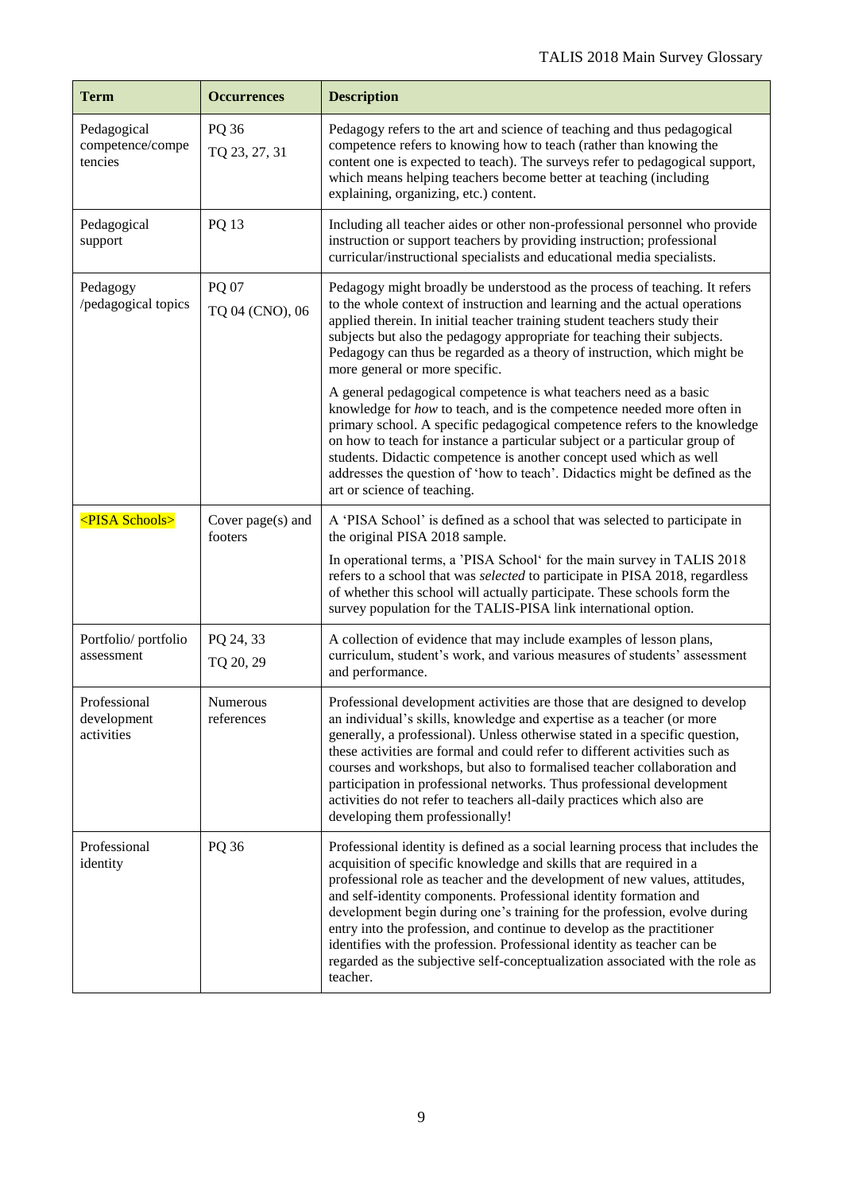| Term | Occurrences | Description |
|---|---|---|
| Pedagogical competence/competencies | PQ 36<br>TQ 23, 27, 31 | Pedagogy refers to the art and science of teaching and thus pedagogical competence refers to knowing how to teach (rather than knowing the content one is expected to teach). The surveys refer to pedagogical support, which means helping teachers become better at teaching (including explaining, organizing, etc.) content. |
| Pedagogical support | PQ 13 | Including all teacher aides or other non-professional personnel who provide instruction or support teachers by providing instruction; professional curricular/instructional specialists and educational media specialists. |
| Pedagogy /pedagogical topics | PQ 07<br>TQ 04 (CNO), 06 | Pedagogy might broadly be understood as the process of teaching. It refers to the whole context of instruction and learning and the actual operations applied therein. In initial teacher training student teachers study their subjects but also the pedagogy appropriate for teaching their subjects. Pedagogy can thus be regarded as a theory of instruction, which might be more general or more specific.<br><br>A general pedagogical competence is what teachers need as a basic knowledge for *how* to teach, and is the competence needed more often in primary school. A specific pedagogical competence refers to the knowledge on how to teach for instance a particular subject or a particular group of students. Didactic competence is another concept used which as well addresses the question of 'how to teach'. Didactics might be defined as the art or science of teaching. |
| <PISA Schools> | Cover page(s) and footers | A 'PISA School' is defined as a school that was selected to participate in the original PISA 2018 sample.<br><br>In operational terms, a 'PISA School' for the main survey in TALIS 2018 refers to a school that was *selected* to participate in PISA 2018, regardless of whether this school will actually participate. These schools form the survey population for the TALIS-PISA link international option. |
| Portfolio/ portfolio assessment | PQ 24, 33<br>TQ 20, 29 | A collection of evidence that may include examples of lesson plans, curriculum, student's work, and various measures of students' assessment and performance. |
| Professional development activities | Numerous references | Professional development activities are those that are designed to develop an individual's skills, knowledge and expertise as a teacher (or more generally, a professional). Unless otherwise stated in a specific question, these activities are formal and could refer to different activities such as courses and workshops, but also to formalised teacher collaboration and participation in professional networks. Thus professional development activities do not refer to teachers all-daily practices which also are developing them professionally! |
| Professional identity | PQ 36 | Professional identity is defined as a social learning process that includes the acquisition of specific knowledge and skills that are required in a professional role as teacher and the development of new values, attitudes, and self-identity components. Professional identity formation and development begin during one's training for the profession, evolve during entry into the profession, and continue to develop as the practitioner identifies with the profession. Professional identity as teacher can be regarded as the subjective self-conceptualization associated with the role as teacher. |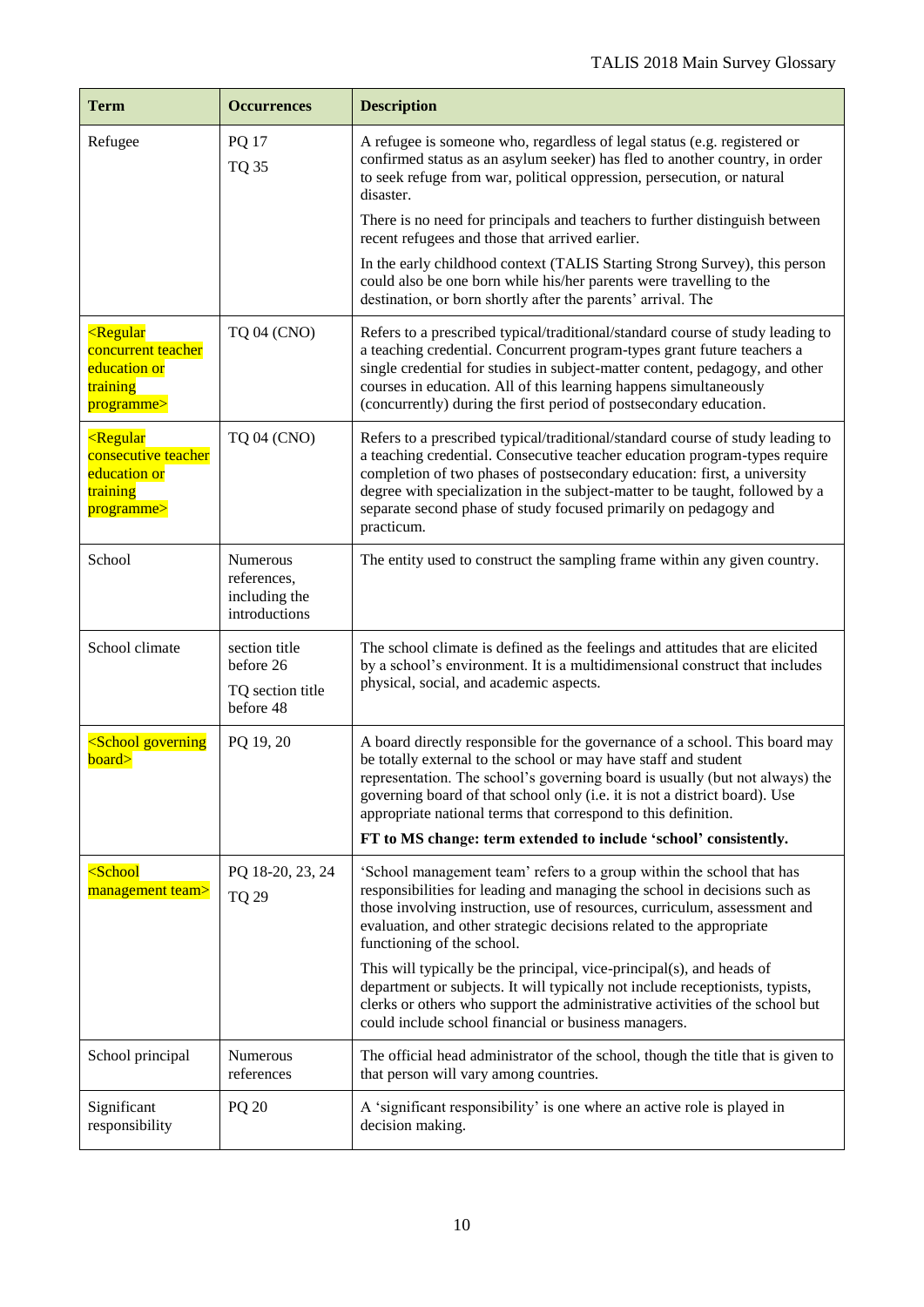| Term | Occurrences | Description |
|---|---|---|
| Refugee | PQ 17<br>TQ 35 | A refugee is someone who, regardless of legal status (e.g. registered or confirmed status as an asylum seeker) has fled to another country, in order to seek refuge from war, political oppression, persecution, or natural disaster.<br>There is no need for principals and teachers to further distinguish between recent refugees and those that arrived earlier.<br>In the early childhood context (TALIS Starting Strong Survey), this person could also be one born while his/her parents were travelling to the destination, or born shortly after the parents' arrival. The |
| <Regular concurrent teacher education or training programme> | TQ 04 (CNO) | Refers to a prescribed typical/traditional/standard course of study leading to a teaching credential. Concurrent program-types grant future teachers a single credential for studies in subject-matter content, pedagogy, and other courses in education. All of this learning happens simultaneously (concurrently) during the first period of postsecondary education. |
| <Regular consecutive teacher education or training programme> | TQ 04 (CNO) | Refers to a prescribed typical/traditional/standard course of study leading to a teaching credential. Consecutive teacher education program-types require completion of two phases of postsecondary education: first, a university degree with specialization in the subject-matter to be taught, followed by a separate second phase of study focused primarily on pedagogy and practicum. |
| School | Numerous references, including the introductions | The entity used to construct the sampling frame within any given country. |
| School climate | section title before 26<br>TQ section title before 48 | The school climate is defined as the feelings and attitudes that are elicited by a school's environment. It is a multidimensional construct that includes physical, social, and academic aspects. |
| <School governing board> | PQ 19, 20 | A board directly responsible for the governance of a school. This board may be totally external to the school or may have staff and student representation. The school's governing board is usually (but not always) the governing board of that school only (i.e. it is not a district board). Use appropriate national terms that correspond to this definition.<br>**FT to MS change: term extended to include 'school' consistently.** |
| <School management team> | PQ 18-20, 23, 24<br>TQ 29 | 'School management team' refers to a group within the school that has responsibilities for leading and managing the school in decisions such as those involving instruction, use of resources, curriculum, assessment and evaluation, and other strategic decisions related to the appropriate functioning of the school.<br>This will typically be the principal, vice-principal(s), and heads of department or subjects. It will typically not include receptionists, typists, clerks or others who support the administrative activities of the school but could include school financial or business managers. |
| School principal | Numerous references | The official head administrator of the school, though the title that is given to that person will vary among countries. |
| Significant responsibility | PQ 20 | A 'significant responsibility' is one where an active role is played in decision making. |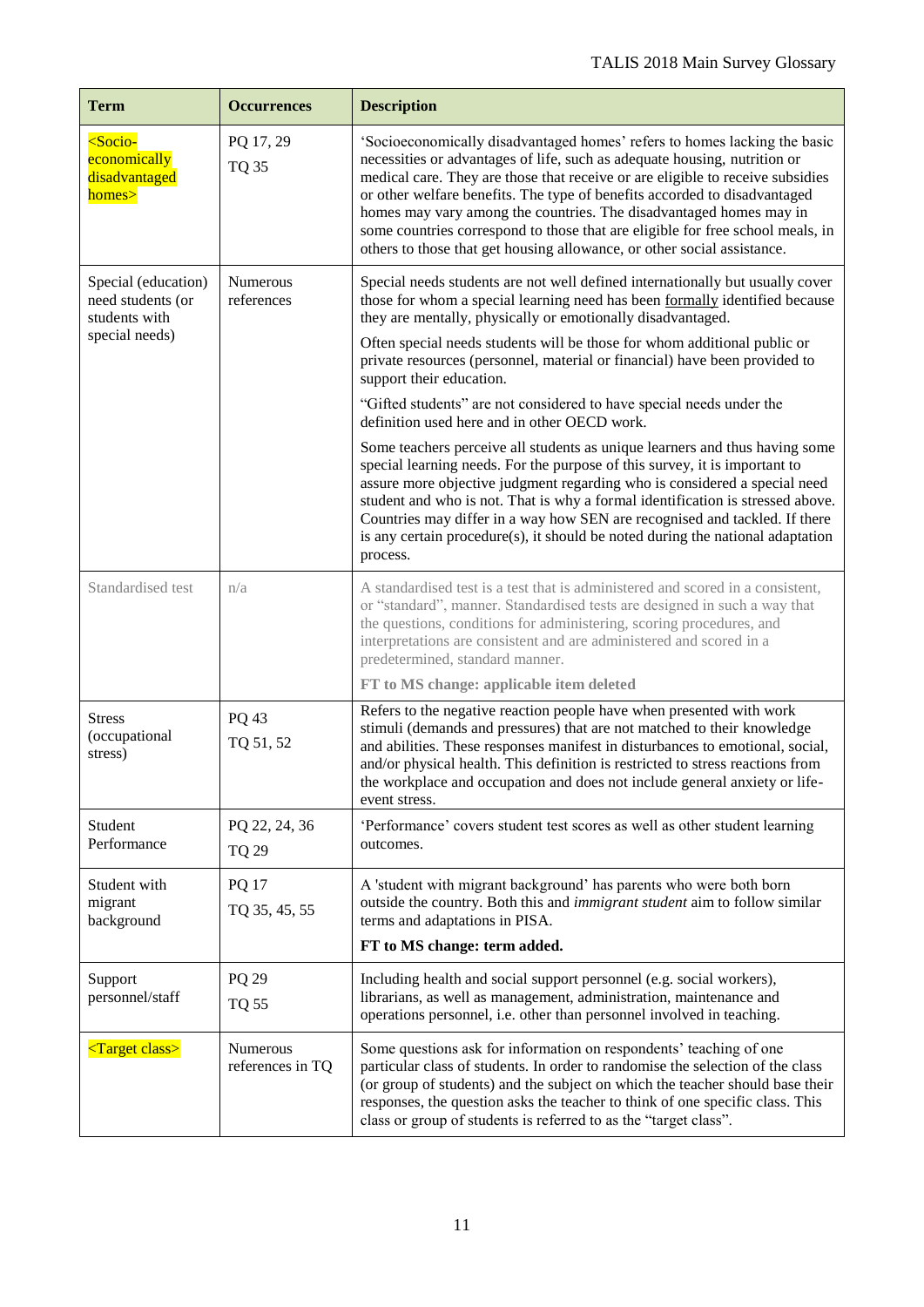| Term | Occurrences | Description |
|---|---|---|
| <Socio-economically disadvantaged homes> | PQ 17, 29<br>TQ 35 | 'Socioeconomically disadvantaged homes' refers to homes lacking the basic necessities or advantages of life, such as adequate housing, nutrition or medical care. They are those that receive or are eligible to receive subsidies or other welfare benefits. The type of benefits accorded to disadvantaged homes may vary among the countries. The disadvantaged homes may in some countries correspond to those that are eligible for free school meals, in others to those that get housing allowance, or other social assistance. |
| Special (education) need students (or students with special needs) | Numerous references | Special needs students are not well defined internationally but usually cover those for whom a special learning need has been formally identified because they are mentally, physically or emotionally disadvantaged.<br><br>Often special needs students will be those for whom additional public or private resources (personnel, material or financial) have been provided to support their education.<br><br>"Gifted students" are not considered to have special needs under the definition used here and in other OECD work.<br><br>Some teachers perceive all students as unique learners and thus having some special learning needs. For the purpose of this survey, it is important to assure more objective judgment regarding who is considered a special need student and who is not. That is why a formal identification is stressed above. Countries may differ in a way how SEN are recognised and tackled. If there is any certain procedure(s), it should be noted during the national adaptation process. |
| Standardised test | n/a | A standardised test is a test that is administered and scored in a consistent, or "standard", manner. Standardised tests are designed in such a way that the questions, conditions for administering, scoring procedures, and interpretations are consistent and are administered and scored in a predetermined, standard manner.<br><br>**FT to MS change: applicable item deleted** |
| Stress (occupational stress) | PQ 43<br>TQ 51, 52 | Refers to the negative reaction people have when presented with work stimuli (demands and pressures) that are not matched to their knowledge and abilities. These responses manifest in disturbances to emotional, social, and/or physical health. This definition is restricted to stress reactions from the workplace and occupation and does not include general anxiety or life-event stress. |
| Student Performance | PQ 22, 24, 36<br>TQ 29 | 'Performance' covers student test scores as well as other student learning outcomes. |
| Student with migrant background | PQ 17<br>TQ 35, 45, 55 | A 'student with migrant background' has parents who were both born outside the country. Both this and *immigrant student* aim to follow similar terms and adaptations in PISA.<br><br>**FT to MS change: term added.** |
| Support personnel/staff | PQ 29<br>TQ 55 | Including health and social support personnel (e.g. social workers), librarians, as well as management, administration, maintenance and operations personnel, i.e. other than personnel involved in teaching. |
| <Target class> | Numerous references in TQ | Some questions ask for information on respondents' teaching of one particular class of students. In order to randomise the selection of the class (or group of students) and the subject on which the teacher should base their responses, the question asks the teacher to think of one specific class. This class or group of students is referred to as the "target class". |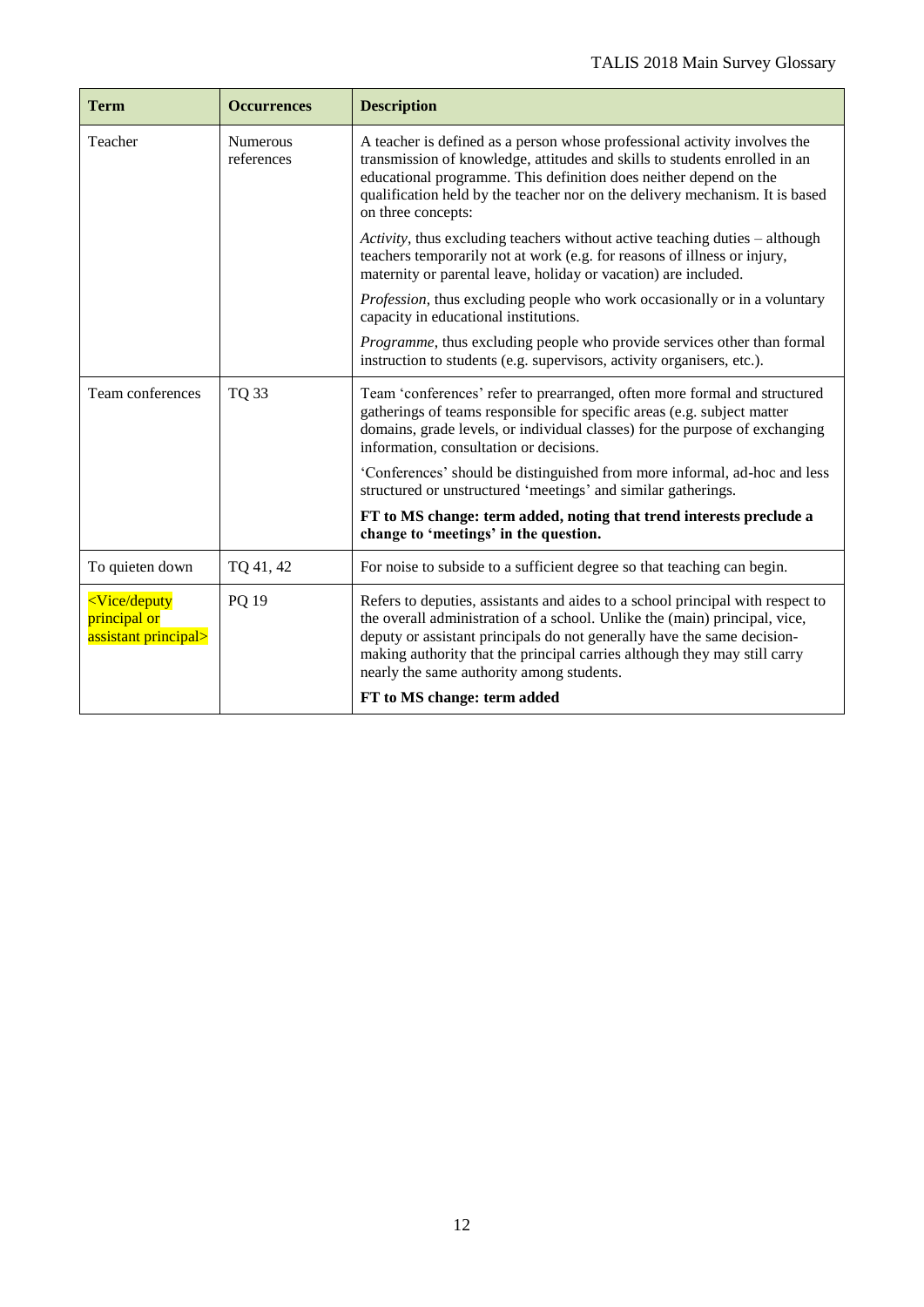| Term | Occurrences | Description |
|---|---|---|
| Teacher | Numerous references | A teacher is defined as a person whose professional activity involves the transmission of knowledge, attitudes and skills to students enrolled in an educational programme. This definition does neither depend on the qualification held by the teacher nor on the delivery mechanism. It is based on three concepts:<br><br>*Activity*, thus excluding teachers without active teaching duties – although teachers temporarily not at work (e.g. for reasons of illness or injury, maternity or parental leave, holiday or vacation) are included.<br><br>*Profession*, thus excluding people who work occasionally or in a voluntary capacity in educational institutions.<br><br>*Programme*, thus excluding people who provide services other than formal instruction to students (e.g. supervisors, activity organisers, etc.). |
| Team conferences | TQ 33 | Team 'conferences' refer to prearranged, often more formal and structured gatherings of teams responsible for specific areas (e.g. subject matter domains, grade levels, or individual classes) for the purpose of exchanging information, consultation or decisions.<br><br>'Conferences' should be distinguished from more informal, ad-hoc and less structured or unstructured 'meetings' and similar gatherings.<br><br>**FT to MS change: term added, noting that trend interests preclude a change to 'meetings' in the question.** |
| To quieten down | TQ 41, 42 | For noise to subside to a sufficient degree so that teaching can begin. |
| <Vice/deputy principal or assistant principal> | PQ 19 | Refers to deputies, assistants and aides to a school principal with respect to the overall administration of a school. Unlike the (main) principal, vice, deputy or assistant principals do not generally have the same decision-making authority that the principal carries although they may still carry nearly the same authority among students.<br><br>**FT to MS change: term added** |